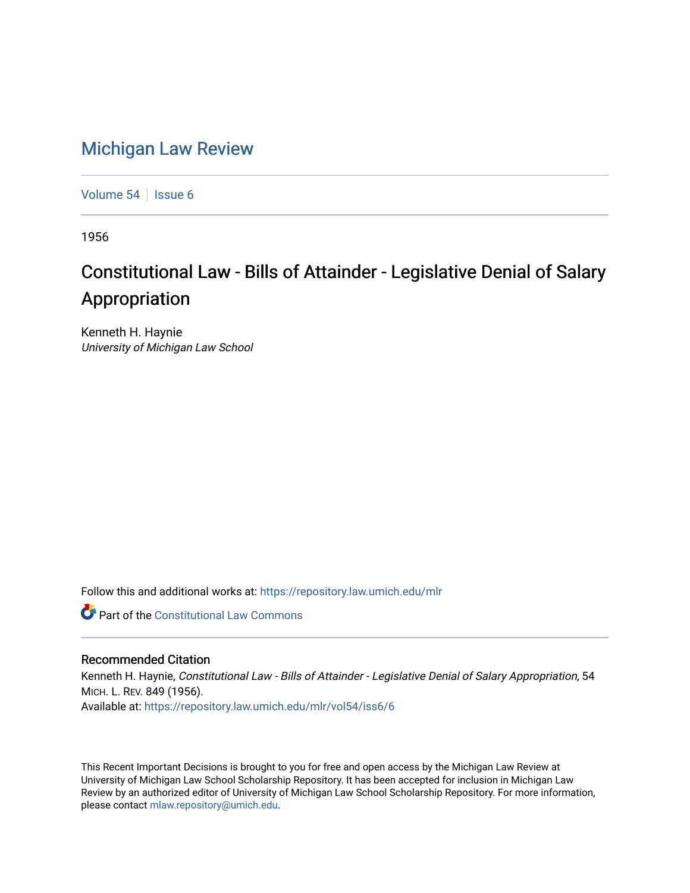# Michigan Law Review

Volume 54 | Issue 6

1956

## Constitutional Law - Bills of Attainder - Legislative Denial of Salary Appropriation

Kenneth H. Haynie
*University of Michigan Law School*

Follow this and additional works at: https://repository.law.umich.edu/mlr

Part of the Constitutional Law Commons

### Recommended Citation

Kenneth H. Haynie, *Constitutional Law - Bills of Attainder - Legislative Denial of Salary Appropriation*, 54 MICH. L. REV. 849 (1956).
Available at: https://repository.law.umich.edu/mlr/vol54/iss6/6

This Recent Important Decisions is brought to you for free and open access by the Michigan Law Review at University of Michigan Law School Scholarship Repository. It has been accepted for inclusion in Michigan Law Review by an authorized editor of University of Michigan Law School Scholarship Repository. For more information, please contact mlaw.repository@umich.edu.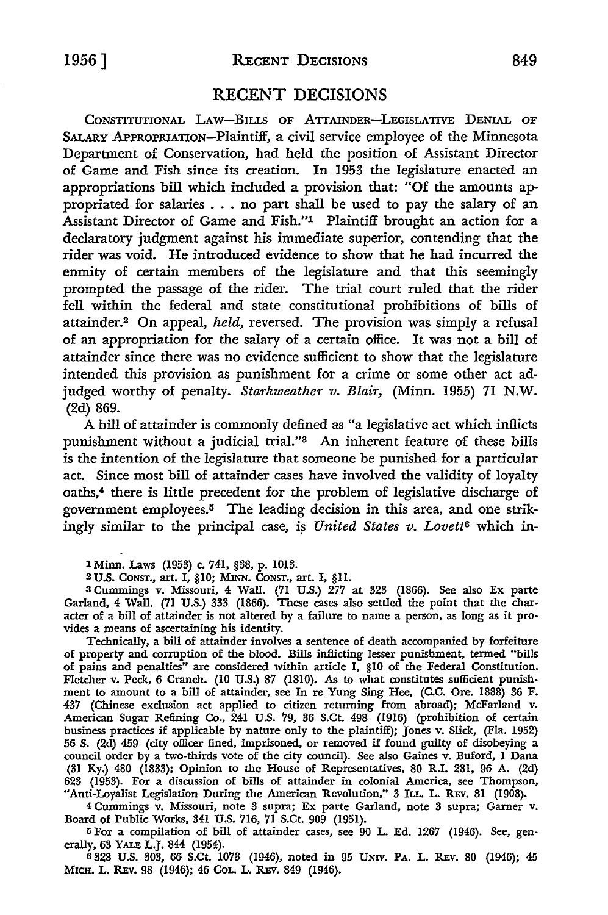# RECENT DECISIONS

CONSTITUTIONAL LAW—BILLS OF ATTAINDER—LEGISLATIVE DENIAL OF SALARY APPROPRIATION—Plaintiff, a civil service employee of the Minnesota Department of Conservation, had held the position of Assistant Director of Game and Fish since its creation. In 1953 the legislature enacted an appropriations bill which included a provision that: "Of the amounts appropriated for salaries . . . no part shall be used to pay the salary of an Assistant Director of Game and Fish."[1] Plaintiff brought an action for a declaratory judgment against his immediate superior, contending that the rider was void. He introduced evidence to show that he had incurred the enmity of certain members of the legislature and that this seemingly prompted the passage of the rider. The trial court ruled that the rider fell within the federal and state constitutional prohibitions of bills of attainder.[2] On appeal, *held,* reversed. The provision was simply a refusal of an appropriation for the salary of a certain office. It was not a bill of attainder since there was no evidence sufficient to show that the legislature intended this provision as punishment for a crime or some other act adjudged worthy of penalty. *Starkweather v. Blair,* (Minn. 1955) 71 N.W. (2d) 869.

A bill of attainder is commonly defined as "a legislative act which inflicts punishment without a judicial trial."[3] An inherent feature of these bills is the intention of the legislature that someone be punished for a particular act. Since most bill of attainder cases have involved the validity of loyalty oaths,[4] there is little precedent for the problem of legislative discharge of government employees.[5] The leading decision in this area, and one strikingly similar to the principal case, is *United States v. Lovett*[6] which in-

---

[1] Minn. Laws (1953) c. 741, §38, p. 1013.

[2] U.S. CONST., art. I, §10; MINN. CONST., art. I, §11.

[3] Cummings v. Missouri, 4 Wall. (71 U.S.) 277 at 323 (1866). See also Ex parte Garland, 4 Wall. (71 U.S.) 333 (1866). These cases also settled the point that the character of a bill of attainder is not altered by a failure to name a person, as long as it provides a means of ascertaining his identity.

Technically, a bill of attainder involves a sentence of death accompanied by forfeiture of property and corruption of the blood. Bills inflicting lesser punishment, termed "bills of pains and penalties" are considered within article I, §10 of the Federal Constitution. Fletcher v. Peck, 6 Cranch. (10 U.S.) 87 (1810). As to what constitutes sufficient punishment to amount to a bill of attainder, see In re Yung Sing Hee, (C.C. Ore. 1888) 36 F. 437 (Chinese exclusion act applied to citizen returning from abroad); McFarland v. American Sugar Refining Co., 241 U.S. 79, 36 S.Ct. 498 (1916) (prohibition of certain business practices if applicable by nature only to the plaintiff); Jones v. Slick, (Fla. 1952) 56 S. (2d) 459 (city officer fined, imprisoned, or removed if found guilty of disobeying a council order by a two-thirds vote of the city council). See also Gaines v. Buford, 1 Dana (31 Ky.) 480 (1833); Opinion to the House of Representatives, 80 R.I. 281, 96 A. (2d) 623 (1953). For a discussion of bills of attainder in colonial America, see Thompson, "Anti-Loyalist Legislation During the American Revolution," 3 ILL. L. REV. 81 (1908).

[4] Cummings v. Missouri, note 3 supra; Ex parte Garland, note 3 supra; Garner v. Board of Public Works, 341 U.S. 716, 71 S.Ct. 909 (1951).

[5] For a compilation of bill of attainder cases, see 90 L. Ed. 1267 (1946). See, generally, 63 YALE L.J. 844 (1954).

[6] 328 U.S. 303, 66 S.Ct. 1073 (1946), noted in 95 UNIV. PA. L. REV. 80 (1946); 45 MICH. L. REV. 98 (1946); 46 COL. L. REV. 849 (1946).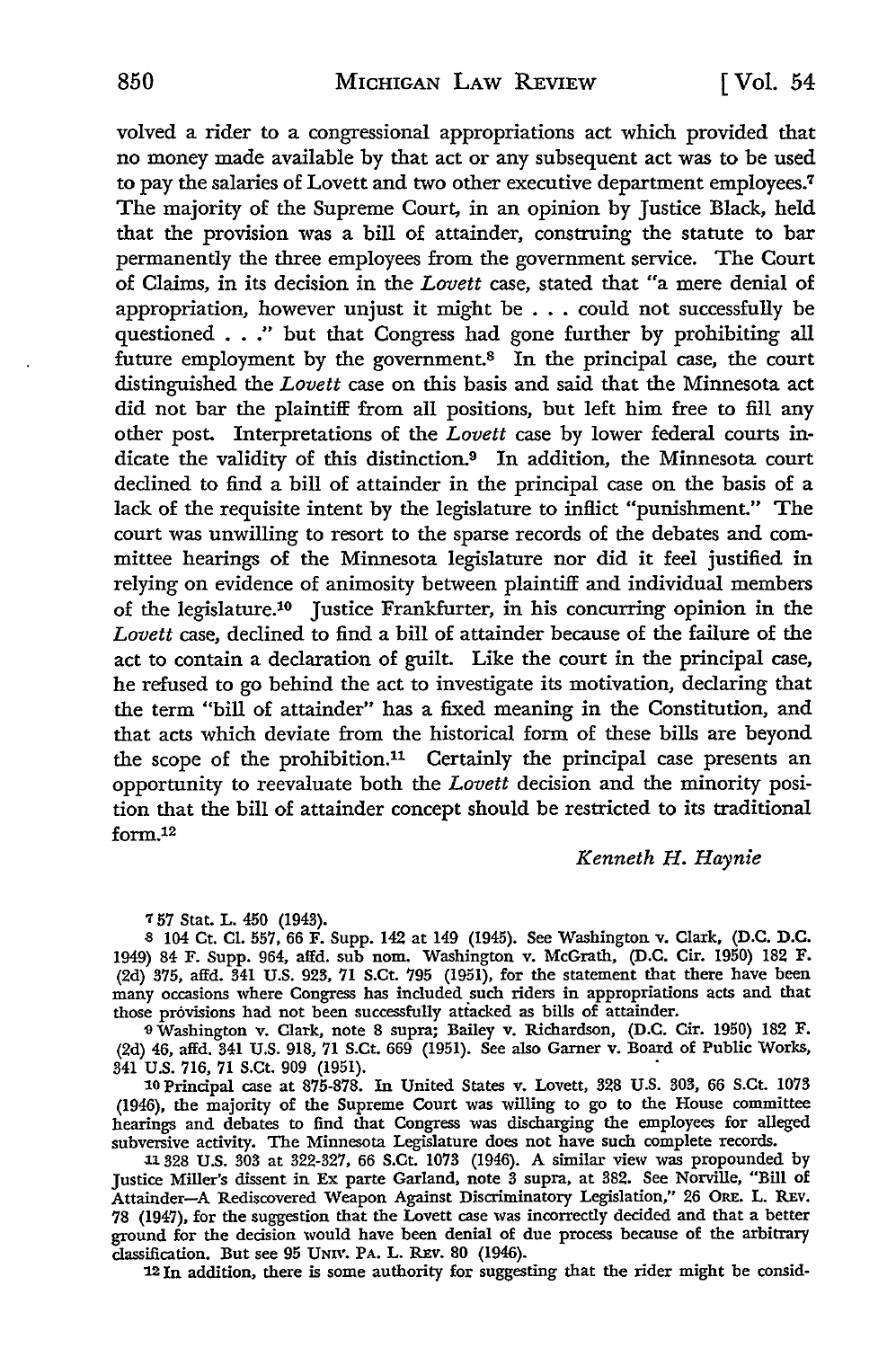volved a rider to a congressional appropriations act which provided that no money made available by that act or any subsequent act was to be used to pay the salaries of Lovett and two other executive department employees.[7] The majority of the Supreme Court, in an opinion by Justice Black, held that the provision was a bill of attainder, construing the statute to bar permanently the three employees from the government service. The Court of Claims, in its decision in the *Lovett* case, stated that "a mere denial of appropriation, however unjust it might be . . . could not successfully be questioned . . ." but that Congress had gone further by prohibiting all future employment by the government.[8] In the principal case, the court distinguished the *Lovett* case on this basis and said that the Minnesota act did not bar the plaintiff from all positions, but left him free to fill any other post. Interpretations of the *Lovett* case by lower federal courts indicate the validity of this distinction.[9] In addition, the Minnesota court declined to find a bill of attainder in the principal case on the basis of a lack of the requisite intent by the legislature to inflict "punishment." The court was unwilling to resort to the sparse records of the debates and committee hearings of the Minnesota legislature nor did it feel justified in relying on evidence of animosity between plaintiff and individual members of the legislature.[10] Justice Frankfurter, in his concurring opinion in the *Lovett* case, declined to find a bill of attainder because of the failure of the act to contain a declaration of guilt. Like the court in the principal case, he refused to go behind the act to investigate its motivation, declaring that the term "bill of attainder" has a fixed meaning in the Constitution, and that acts which deviate from the historical form of these bills are beyond the scope of the prohibition.[11] Certainly the principal case presents an opportunity to reevaluate both the *Lovett* decision and the minority position that the bill of attainder concept should be restricted to its traditional form.[12]

*Kenneth H. Haynie*

[7] 57 Stat. L. 450 (1943).

[8] 104 Ct. Cl. 557, 66 F. Supp. 142 at 149 (1945). See Washington v. Clark, (D.C. D.C. 1949) 84 F. Supp. 964, affd. sub nom. Washington v. McGrath, (D.C. Cir. 1950) 182 F. (2d) 375, affd. 341 U.S. 923, 71 S.Ct. 795 (1951), for the statement that there have been many occasions where Congress has included such riders in appropriations acts and that those provisions had not been successfully attacked as bills of attainder.

[9] Washington v. Clark, note 8 supra; Bailey v. Richardson, (D.C. Cir. 1950) 182 F. (2d) 46, affd. 341 U.S. 918, 71 S.Ct. 669 (1951). See also Garner v. Board of Public Works, 341 U.S. 716, 71 S.Ct. 909 (1951).

[10] Principal case at 875-878. In United States v. Lovett, 328 U.S. 303, 66 S.Ct. 1073 (1946), the majority of the Supreme Court was willing to go to the House committee hearings and debates to find that Congress was discharging the employees for alleged subversive activity. The Minnesota Legislature does not have such complete records.

[11] 328 U.S. 303 at 322-327, 66 S.Ct. 1073 (1946). A similar view was propounded by Justice Miller's dissent in Ex parte Garland, note 3 supra, at 382. See Norville, "Bill of Attainder—A Rediscovered Weapon Against Discriminatory Legislation," 26 ORE. L. REV. 78 (1947), for the suggestion that the Lovett case was incorrectly decided and that a better ground for the decision would have been denial of due process because of the arbitrary classification. But see 95 UNIV. PA. L. REV. 80 (1946).

[12] In addition, there is some authority for suggesting that the rider might be consid-